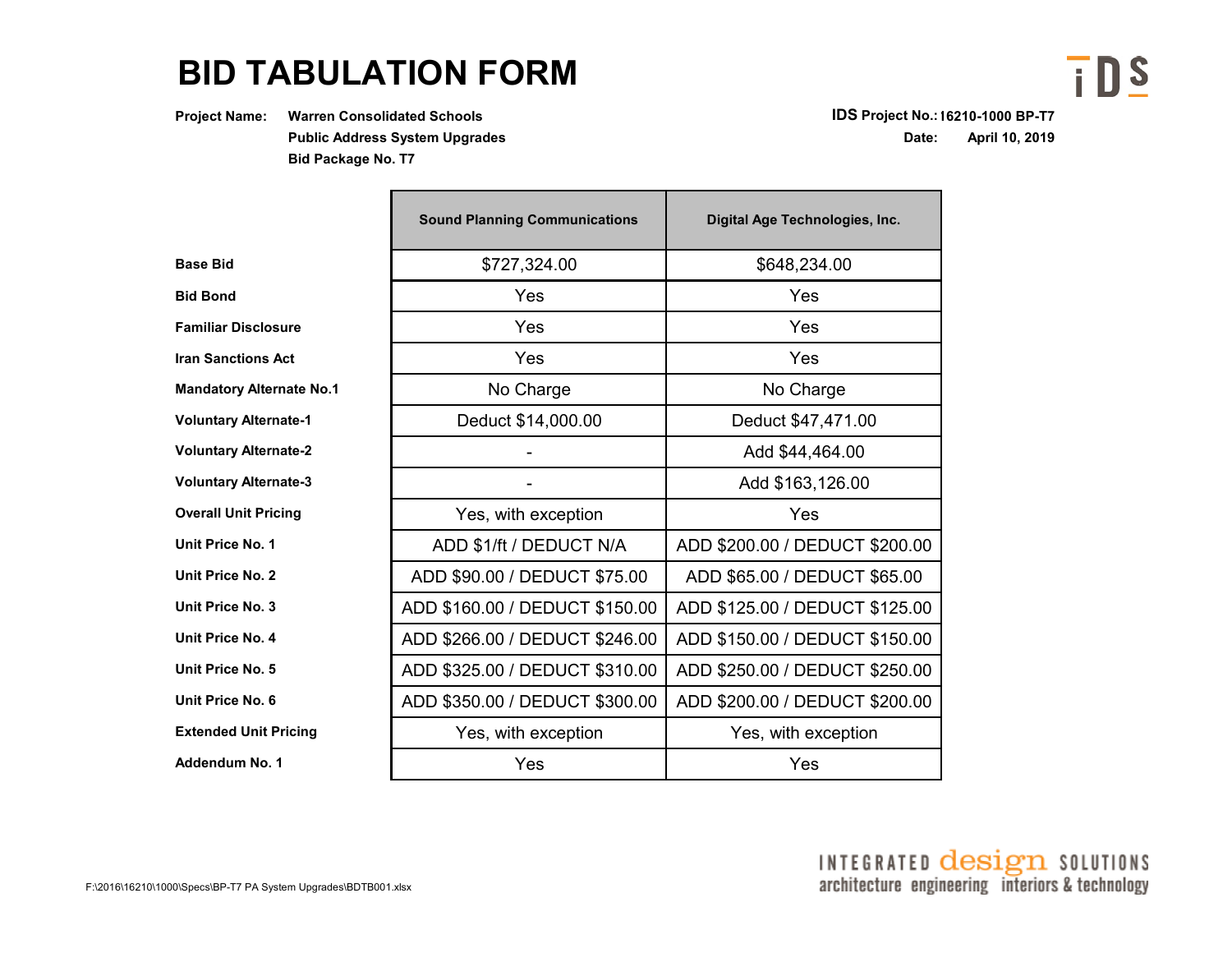# BID TABULATION FORM

**Project Name:** **Warren Consolidated Schools**
**Public Address System Upgrades**
**Bid Package No. T7**

**IDS Project No.:** **16210-1000 BP-T7**
**Date:** **April 10, 2019**

| | Sound Planning Communications | Digital Age Technologies, Inc. |
|---|---|---|
| **Base Bid** | $727,324.00 | $648,234.00 |
| **Bid Bond** | Yes | Yes |
| **Familiar Disclosure** | Yes | Yes |
| **Iran Sanctions Act** | Yes | Yes |
| **Mandatory Alternate No.1** | No Charge | No Charge |
| **Voluntary Alternate-1** | Deduct $14,000.00 | Deduct $47,471.00 |
| **Voluntary Alternate-2** | - | Add $44,464.00 |
| **Voluntary Alternate-3** | - | Add $163,126.00 |
| **Overall Unit Pricing** | Yes, with exception | Yes |
| **Unit Price No. 1** | ADD $1/ft / DEDUCT N/A | ADD $200.00 / DEDUCT $200.00 |
| **Unit Price No. 2** | ADD $90.00 / DEDUCT $75.00 | ADD $65.00 / DEDUCT $65.00 |
| **Unit Price No. 3** | ADD $160.00 / DEDUCT $150.00 | ADD $125.00 / DEDUCT $125.00 |
| **Unit Price No. 4** | ADD $266.00 / DEDUCT $246.00 | ADD $150.00 / DEDUCT $150.00 |
| **Unit Price No. 5** | ADD $325.00 / DEDUCT $310.00 | ADD $250.00 / DEDUCT $250.00 |
| **Unit Price No. 6** | ADD $350.00 / DEDUCT $300.00 | ADD $200.00 / DEDUCT $200.00 |
| **Extended Unit Pricing** | Yes, with exception | Yes, with exception |
| **Addendum No. 1** | Yes | Yes |

F:\2016\16210\1000\Specs\BP-T7 PA System Upgrades\BDTB001.xlsx

INTEGRATED design SOLUTIONS
architecture engineering interiors & technology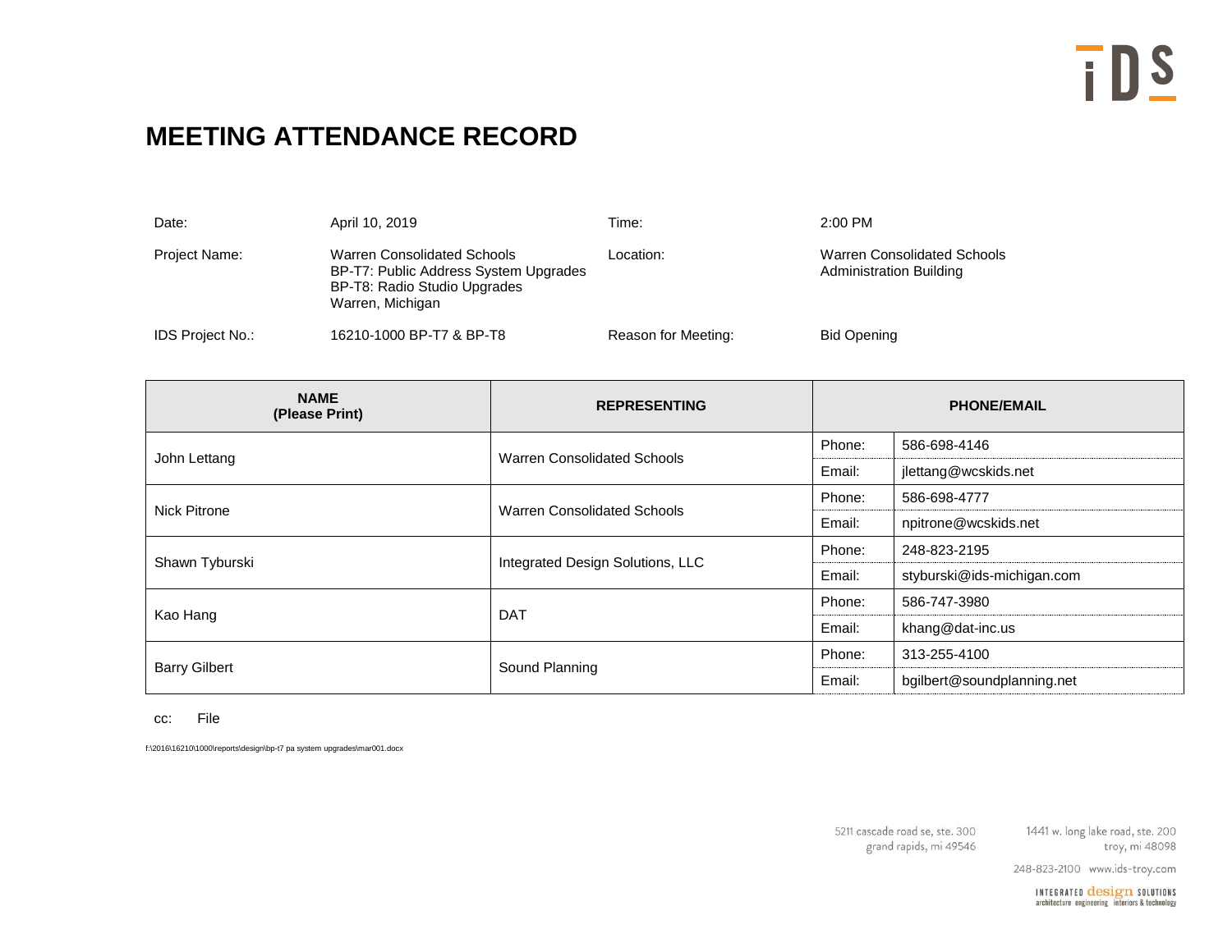# MEETING ATTENDANCE RECORD

| | | | |
|---|---|---|---|
| Date: | April 10, 2019 | Time: | 2:00 PM |
| Project Name: | Warren Consolidated Schools<br>BP-T7: Public Address System Upgrades<br>BP-T8: Radio Studio Upgrades<br>Warren, Michigan | Location: | Warren Consolidated Schools<br>Administration Building |
| IDS Project No.: | 16210-1000 BP-T7 & BP-T8 | Reason for Meeting: | Bid Opening |

| NAME (Please Print) | REPRESENTING | PHONE/EMAIL | |
|---|---|---|---|
| John Lettang | Warren Consolidated Schools | Phone: | 586-698-4146 |
| | | Email: | jlettang@wcskids.net |
| Nick Pitrone | Warren Consolidated Schools | Phone: | 586-698-4777 |
| | | Email: | npitrone@wcskids.net |
| Shawn Tyburski | Integrated Design Solutions, LLC | Phone: | 248-823-2195 |
| | | Email: | styburski@ids-michigan.com |
| Kao Hang | DAT | Phone: | 586-747-3980 |
| | | Email: | khang@dat-inc.us |
| Barry Gilbert | Sound Planning | Phone: | 313-255-4100 |
| | | Email: | bgilbert@soundplanning.net |

cc: File

f:\2016\16210\1000\reports\design\bp-t7 pa system upgrades\mar001.docx

5211 cascade road se, ste. 300
grand rapids, mi 49546

1441 w. long lake road, ste. 200
troy, mi 48098

248-823-2100 www.ids-troy.com

INTEGRATED design SOLUTIONS
architecture engineering interiors & technology